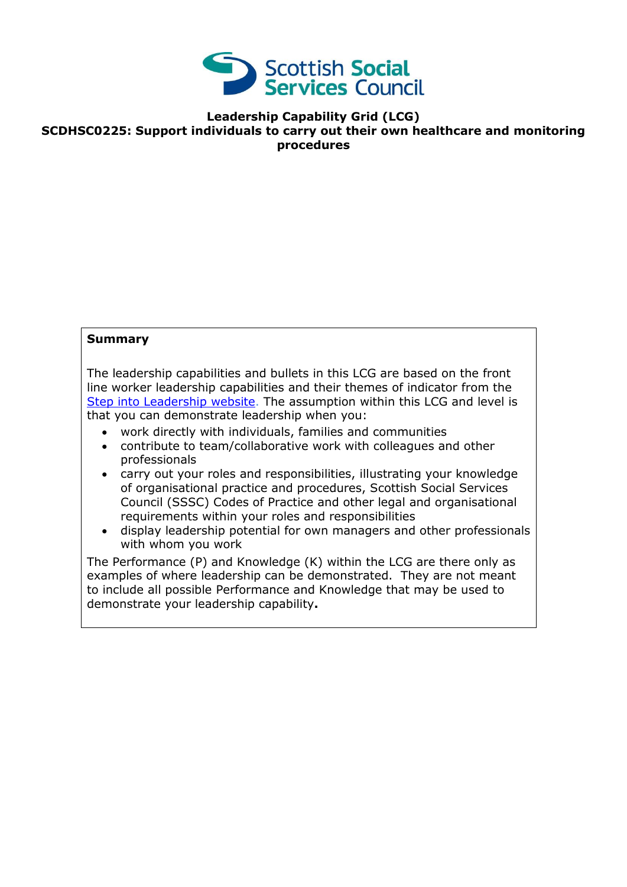**Leadership Capability Grid (LCG)**
**SCDHSC0225: Support individuals to carry out their own healthcare and monitoring procedures**

**Summary**

The leadership capabilities and bullets in this LCG are based on the front line worker leadership capabilities and their themes of indicator from the Step into Leadership website. The assumption within this LCG and level is that you can demonstrate leadership when you:

- work directly with individuals, families and communities
- contribute to team/collaborative work with colleagues and other professionals
- carry out your roles and responsibilities, illustrating your knowledge of organisational practice and procedures, Scottish Social Services Council (SSSC) Codes of Practice and other legal and organisational requirements within your roles and responsibilities
- display leadership potential for own managers and other professionals with whom you work

The Performance (P) and Knowledge (K) within the LCG are there only as examples of where leadership can be demonstrated. They are not meant to include all possible Performance and Knowledge that may be used to demonstrate your leadership capability**.**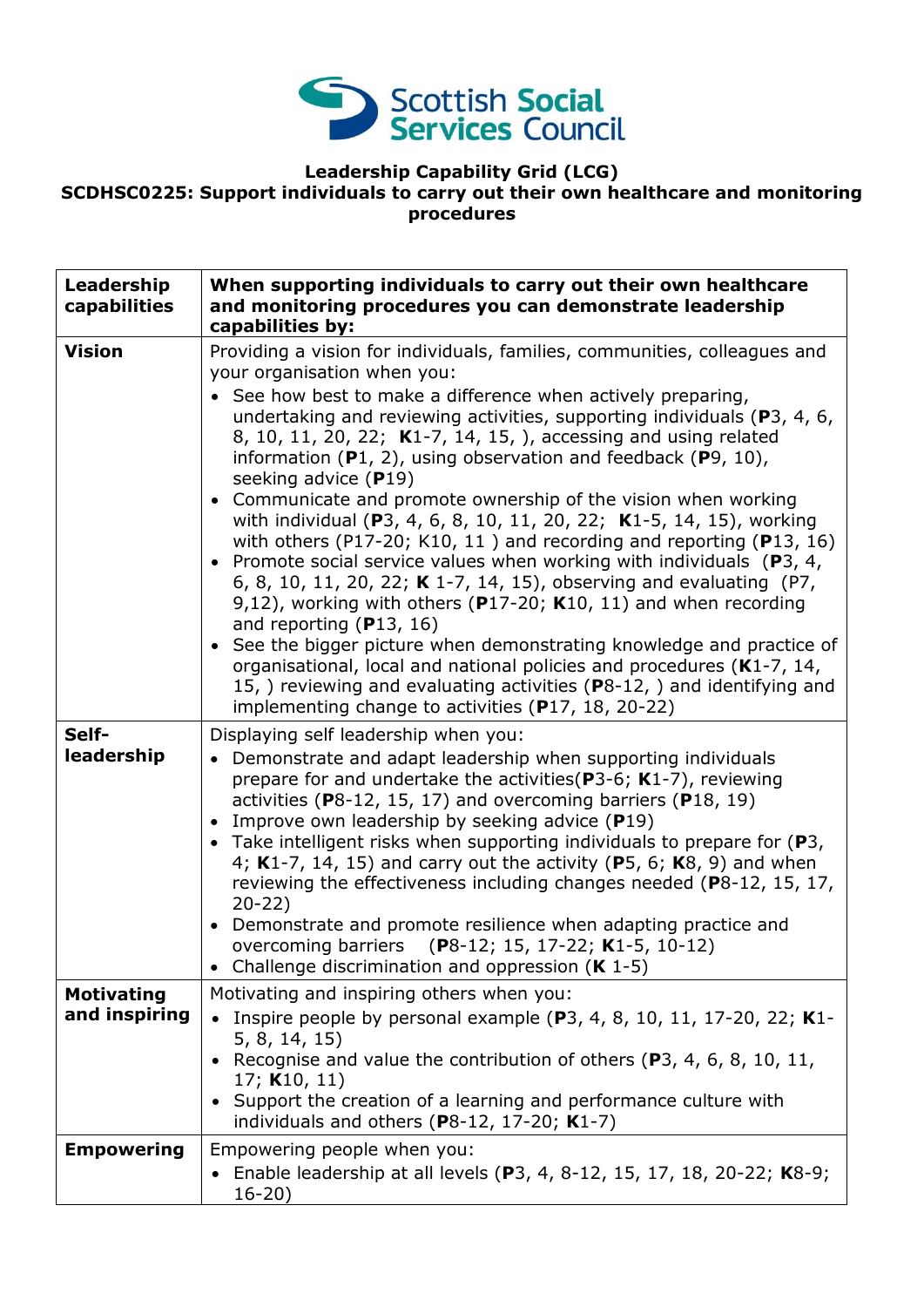Scottish Social Services Council

**Leadership Capability Grid (LCG)**
**SCDHSC0225: Support individuals to carry out their own healthcare and monitoring procedures**

| **Leadership capabilities** | **When supporting individuals to carry out their own healthcare and monitoring procedures you can demonstrate leadership capabilities by:** |
|---|---|
| **Vision** | Providing a vision for individuals, families, communities, colleagues and your organisation when you: <br>• See how best to make a difference when actively preparing, undertaking and reviewing activities, supporting individuals (**P**3, 4, 6, 8, 10, 11, 20, 22; **K**1-7, 14, 15, ), accessing and using related information (**P**1, 2), using observation and feedback (**P**9, 10), seeking advice (**P**19) <br>• Communicate and promote ownership of the vision when working with individual (**P**3, 4, 6, 8, 10, 11, 20, 22; **K**1-5, 14, 15), working with others (P17-20; K10, 11 ) and recording and reporting (**P**13, 16) <br>• Promote social service values when working with individuals (**P**3, 4, 6, 8, 10, 11, 20, 22; **K** 1-7, 14, 15), observing and evaluating (P7, 9,12), working with others (**P**17-20; **K**10, 11) and when recording and reporting (**P**13, 16) <br>• See the bigger picture when demonstrating knowledge and practice of organisational, local and national policies and procedures (**K**1-7, 14, 15, ) reviewing and evaluating activities (**P**8-12, ) and identifying and implementing change to activities (**P**17, 18, 20-22) |
| **Self-leadership** | Displaying self leadership when you: <br>• Demonstrate and adapt leadership when supporting individuals prepare for and undertake the activities(**P**3-6; **K**1-7), reviewing activities (**P**8-12, 15, 17) and overcoming barriers (**P**18, 19) <br>• Improve own leadership by seeking advice (**P**19) <br>• Take intelligent risks when supporting individuals to prepare for (**P**3, 4; **K**1-7, 14, 15) and carry out the activity (**P**5, 6; **K**8, 9) and when reviewing the effectiveness including changes needed (**P**8-12, 15, 17, 20-22) <br>• Demonstrate and promote resilience when adapting practice and overcoming barriers (**P**8-12; 15, 17-22; **K**1-5, 10-12) <br>• Challenge discrimination and oppression (**K** 1-5) |
| **Motivating and inspiring** | Motivating and inspiring others when you: <br>• Inspire people by personal example (**P**3, 4, 8, 10, 11, 17-20, 22; **K**1-5, 8, 14, 15) <br>• Recognise and value the contribution of others (**P**3, 4, 6, 8, 10, 11, 17; **K**10, 11) <br>• Support the creation of a learning and performance culture with individuals and others (**P**8-12, 17-20; **K**1-7) |
| **Empowering** | Empowering people when you: <br>• Enable leadership at all levels (**P**3, 4, 8-12, 15, 17, 18, 20-22; **K**8-9; 16-20) |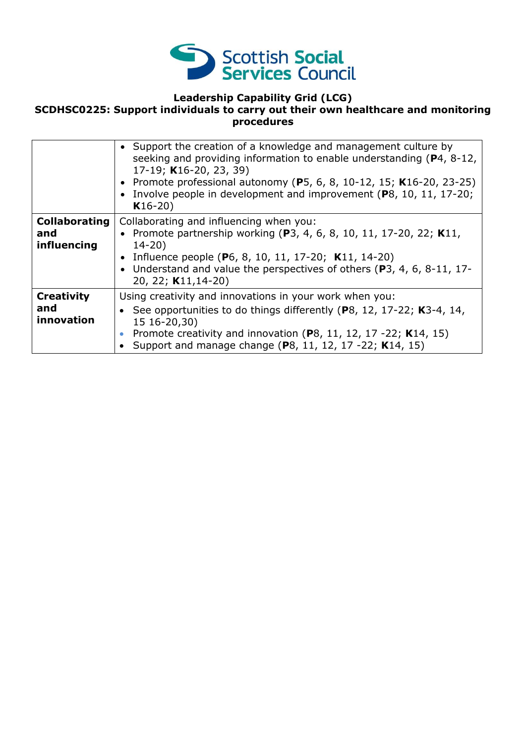Scottish Social Services Council

**Leadership Capability Grid (LCG)**

**SCDHSC0225: Support individuals to carry out their own healthcare and monitoring procedures**

| | |
|---|---|
| | • Support the creation of a knowledge and management culture by seeking and providing information to enable understanding (**P**4, 8-12, 17-19; **K**16-20, 23, 39)<br>• Promote professional autonomy (**P**5, 6, 8, 10-12, 15; **K**16-20, 23-25)<br>• Involve people in development and improvement (**P**8, 10, 11, 17-20; **K**16-20) |
| **Collaborating and influencing** | Collaborating and influencing when you:<br>• Promote partnership working (**P**3, 4, 6, 8, 10, 11, 17-20, 22; **K**11, 14-20)<br>• Influence people (**P**6, 8, 10, 11, 17-20; **K**11, 14-20)<br>• Understand and value the perspectives of others (**P**3, 4, 6, 8-11, 17-20, 22; **K**11,14-20) |
| **Creativity and innovation** | Using creativity and innovations in your work when you:<br>• See opportunities to do things differently (**P**8, 12, 17-22; **K**3-4, 14, 15 16-20,30)<br>• Promote creativity and innovation (**P**8, 11, 12, 17 -22; **K**14, 15)<br>• Support and manage change (**P**8, 11, 12, 17 -22; **K**14, 15) |